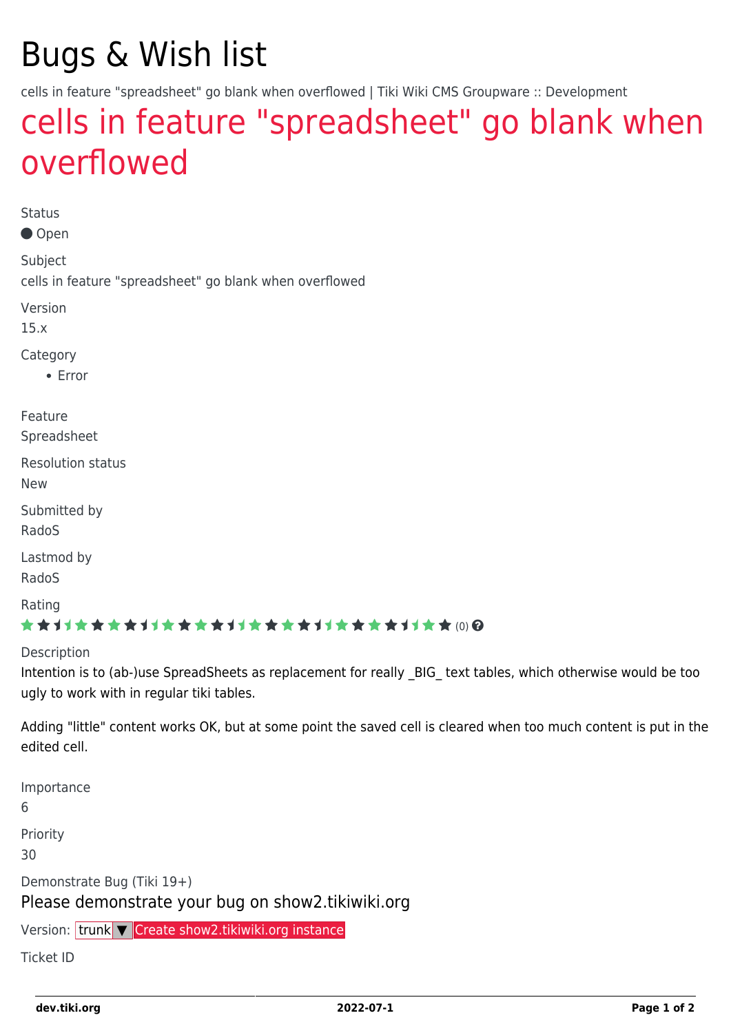# Bugs & Wish list

cells in feature "spreadsheet" go blank when overflowed | Tiki Wiki CMS Groupware :: Development

## cells in feature "spreadsheet" go blank when overflowed

Status

● Open

Subject

cells in feature "spreadsheet" go blank when overflowed

Version

15.x

Category

- Error

Feature

Spreadsheet

Resolution status

New

Submitted by

RadoS

Lastmod by

RadoS

Rating

(0)

Description

Intention is to (ab-)use SpreadSheets as replacement for really _BIG_ text tables, which otherwise would be too ugly to work with in regular tiki tables.

Adding "little" content works OK, but at some point the saved cell is cleared when too much content is put in the edited cell.

Importance

6

Priority

30

Demonstrate Bug (Tiki 19+)

Please demonstrate your bug on show2.tikiwiki.org

Version: trunk ▼ Create show2.tikiwiki.org instance

Ticket ID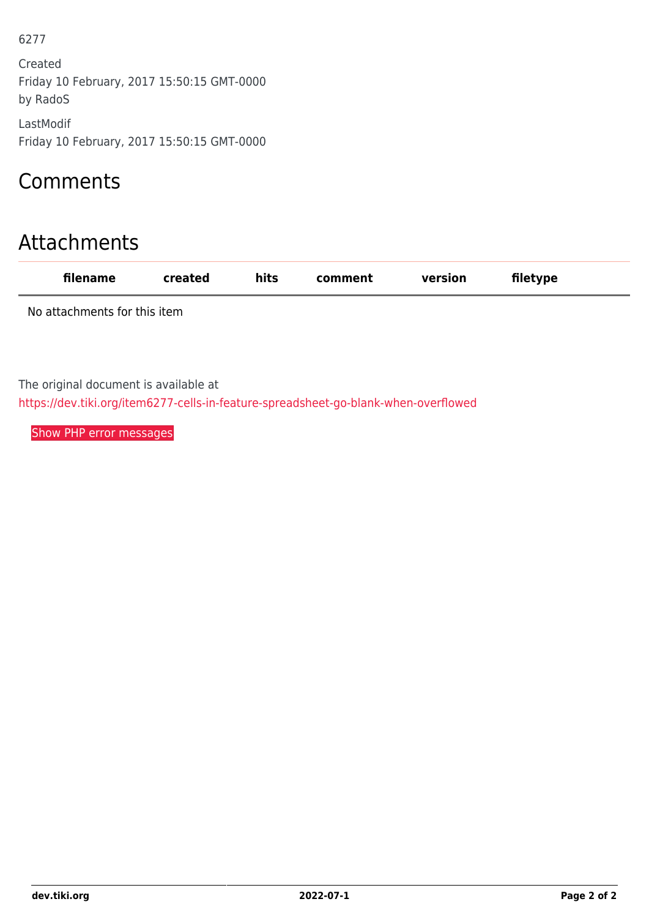6277

Created
Friday 10 February, 2017 15:50:15 GMT-0000
by RadoS

LastModif
Friday 10 February, 2017 15:50:15 GMT-0000

## Comments

## Attachments

| filename | created | hits | comment | version | filetype |
|---|---|---|---|---|---|

No attachments for this item

The original document is available at
https://dev.tiki.org/item6277-cells-in-feature-spreadsheet-go-blank-when-overflowed

Show PHP error messages